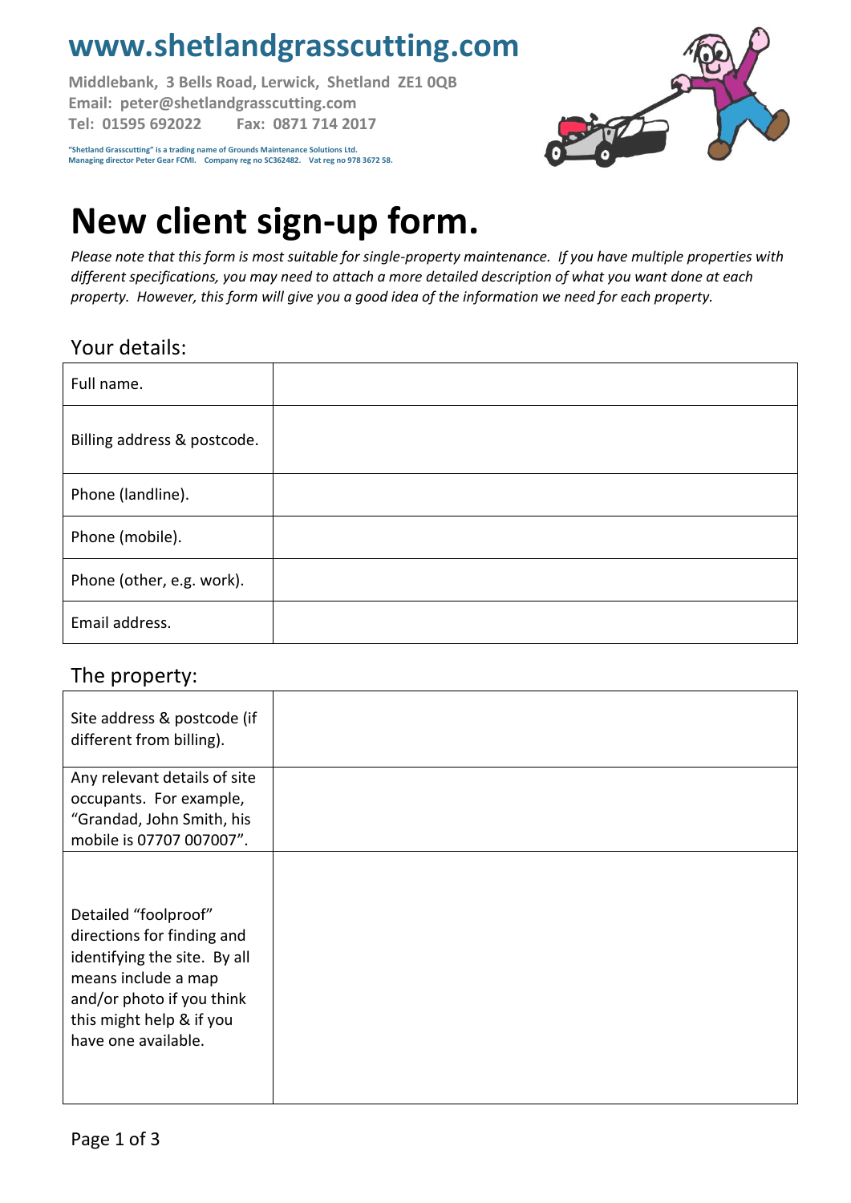# www.shetlandgrasscutting.com

**Middlebank, 3 Bells Road, Lerwick, Shetland ZE1 0QB**
**Email: peter@shetlandgrasscutting.com**
**Tel: 01595 692022 Fax: 0871 714 2017**

**"Shetland Grasscutting" is a trading name of Grounds Maintenance Solutions Ltd.**
**Managing director Peter Gear FCMI. Company reg no SC362482. Vat reg no 978 3672 58.**

# New client sign-up form.

*Please note that this form is most suitable for single-property maintenance. If you have multiple properties with different specifications, you may need to attach a more detailed description of what you want done at each property. However, this form will give you a good idea of the information we need for each property.*

## Your details:

| | |
|---|---|
| Full name. | |
| Billing address & postcode. | |
| Phone (landline). | |
| Phone (mobile). | |
| Phone (other, e.g. work). | |
| Email address. | |

## The property:

| | |
|---|---|
| Site address & postcode (if different from billing). | |
| Any relevant details of site occupants. For example, "Grandad, John Smith, his mobile is 07707 007007". | |
| Detailed "foolproof" directions for finding and identifying the site. By all means include a map and/or photo if you think this might help & if you have one available. | |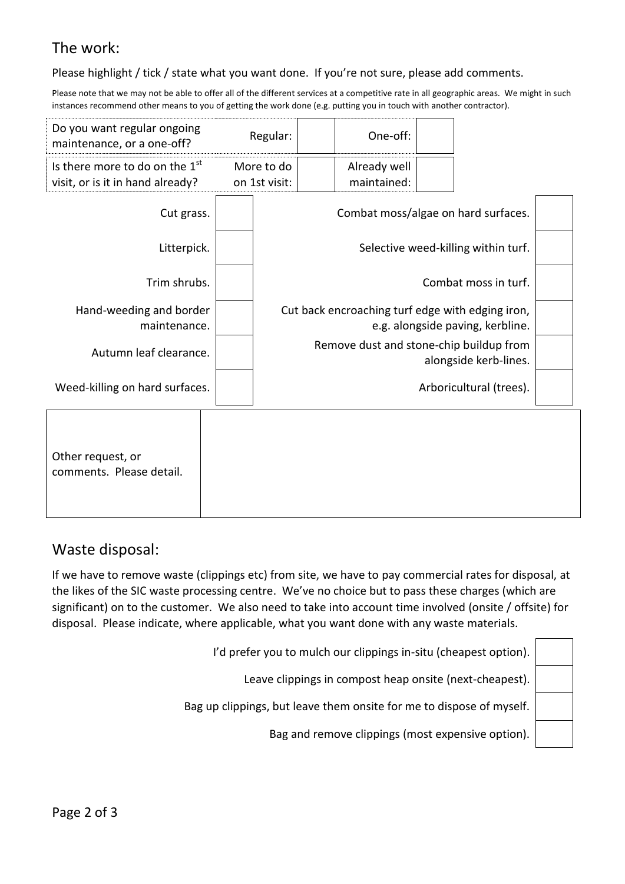## The work:

Please highlight / tick / state what you want done. If you're not sure, please add comments.

Please note that we may not be able to offer all of the different services at a competitive rate in all geographic areas. We might in such instances recommend other means to you of getting the work done (e.g. putting you in touch with another contractor).

| | | | | |
|---|---|---|---|---|
| Do you want regular ongoing maintenance, or a one-off? | Regular: | | One-off: | |
| Is there more to do on the 1st visit, or is it in hand already? | More to do on 1st visit: | | Already well maintained: | |

| | | | |
|---|---|---|---|
| Cut grass. | | Combat moss/algae on hard surfaces. | |
| Litterpick. | | Selective weed-killing within turf. | |
| Trim shrubs. | | Combat moss in turf. | |
| Hand-weeding and border maintenance. | | Cut back encroaching turf edge with edging iron, e.g. alongside paving, kerbline. | |
| Autumn leaf clearance. | | Remove dust and stone-chip buildup from alongside kerb-lines. | |
| Weed-killing on hard surfaces. | | Arboricultural (trees). | |

| | |
|---|---|
| Other request, or comments. Please detail. | |

## Waste disposal:

If we have to remove waste (clippings etc) from site, we have to pay commercial rates for disposal, at the likes of the SIC waste processing centre. We've no choice but to pass these charges (which are significant) on to the customer. We also need to take into account time involved (onsite / offsite) for disposal. Please indicate, where applicable, what you want done with any waste materials.

| | |
|---|---|
| I'd prefer you to mulch our clippings in-situ (cheapest option). | |
| Leave clippings in compost heap onsite (next-cheapest). | |
| Bag up clippings, but leave them onsite for me to dispose of myself. | |
| Bag and remove clippings (most expensive option). | |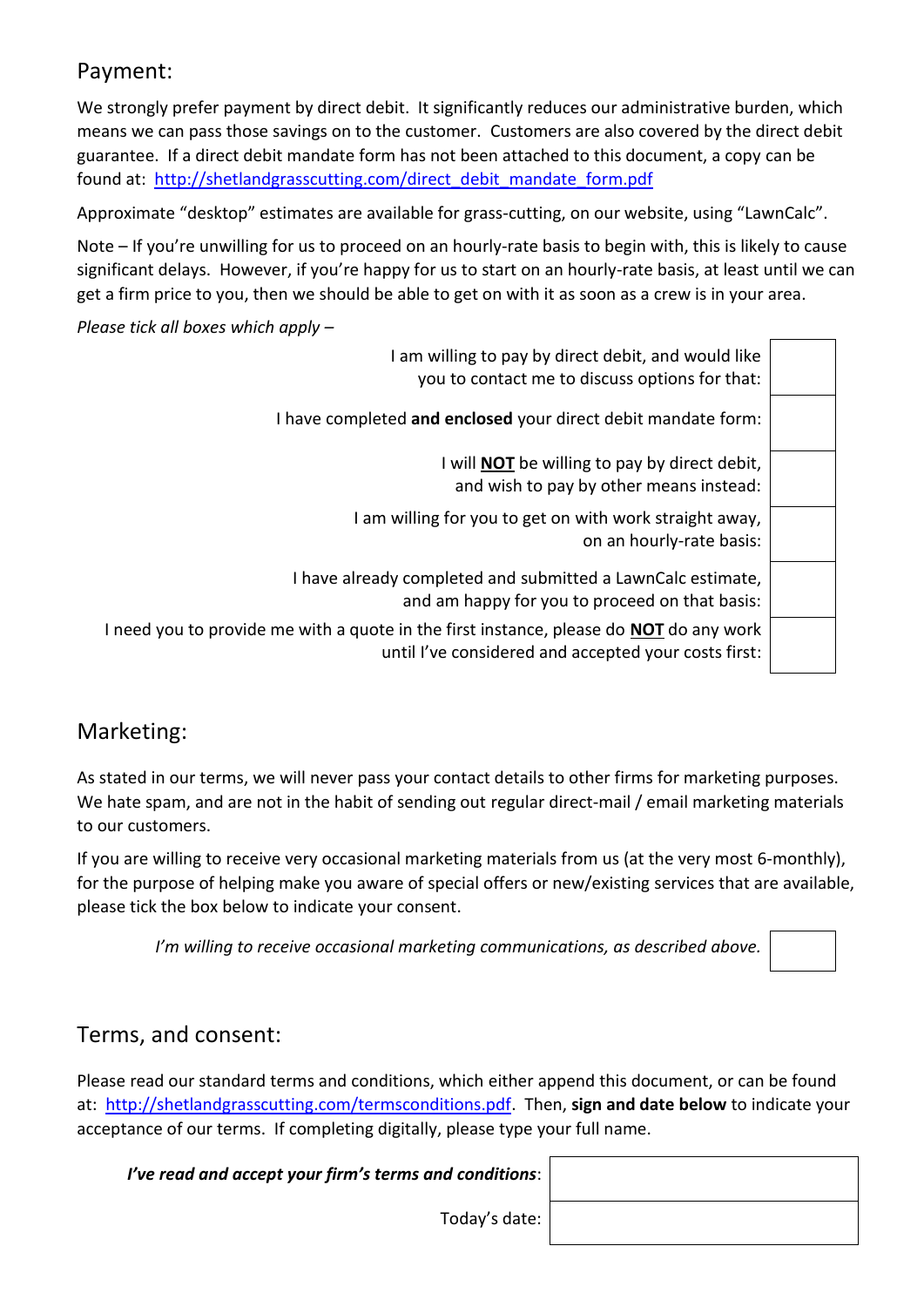## Payment:

We strongly prefer payment by direct debit. It significantly reduces our administrative burden, which means we can pass those savings on to the customer. Customers are also covered by the direct debit guarantee. If a direct debit mandate form has not been attached to this document, a copy can be found at: http://shetlandgrasscutting.com/direct_debit_mandate_form.pdf

Approximate "desktop" estimates are available for grass-cutting, on our website, using "LawnCalc".

Note – If you're unwilling for us to proceed on an hourly-rate basis to begin with, this is likely to cause significant delays. However, if you're happy for us to start on an hourly-rate basis, at least until we can get a firm price to you, then we should be able to get on with it as soon as a crew is in your area.

*Please tick all boxes which apply –*

| | |
|---|---|
| I am willing to pay by direct debit, and would like you to contact me to discuss options for that: | |
| I have completed **and enclosed** your direct debit mandate form: | |
| I will **NOT** be willing to pay by direct debit, and wish to pay by other means instead: | |
| I am willing for you to get on with work straight away, on an hourly-rate basis: | |
| I have already completed and submitted a LawnCalc estimate, and am happy for you to proceed on that basis: | |
| I need you to provide me with a quote in the first instance, please do **NOT** do any work until I've considered and accepted your costs first: | |

## Marketing:

As stated in our terms, we will never pass your contact details to other firms for marketing purposes. We hate spam, and are not in the habit of sending out regular direct-mail / email marketing materials to our customers.

If you are willing to receive very occasional marketing materials from us (at the very most 6-monthly), for the purpose of helping make you aware of special offers or new/existing services that are available, please tick the box below to indicate your consent.

| | |
|---|---|
| *I'm willing to receive occasional marketing communications, as described above.* | |

## Terms, and consent:

Please read our standard terms and conditions, which either append this document, or can be found at: http://shetlandgrasscutting.com/termsconditions.pdf. Then, **sign and date below** to indicate your acceptance of our terms. If completing digitally, please type your full name.

| | |
|---|---|
| ***I've read and accept your firm's terms and conditions***: | |
| Today's date: | |